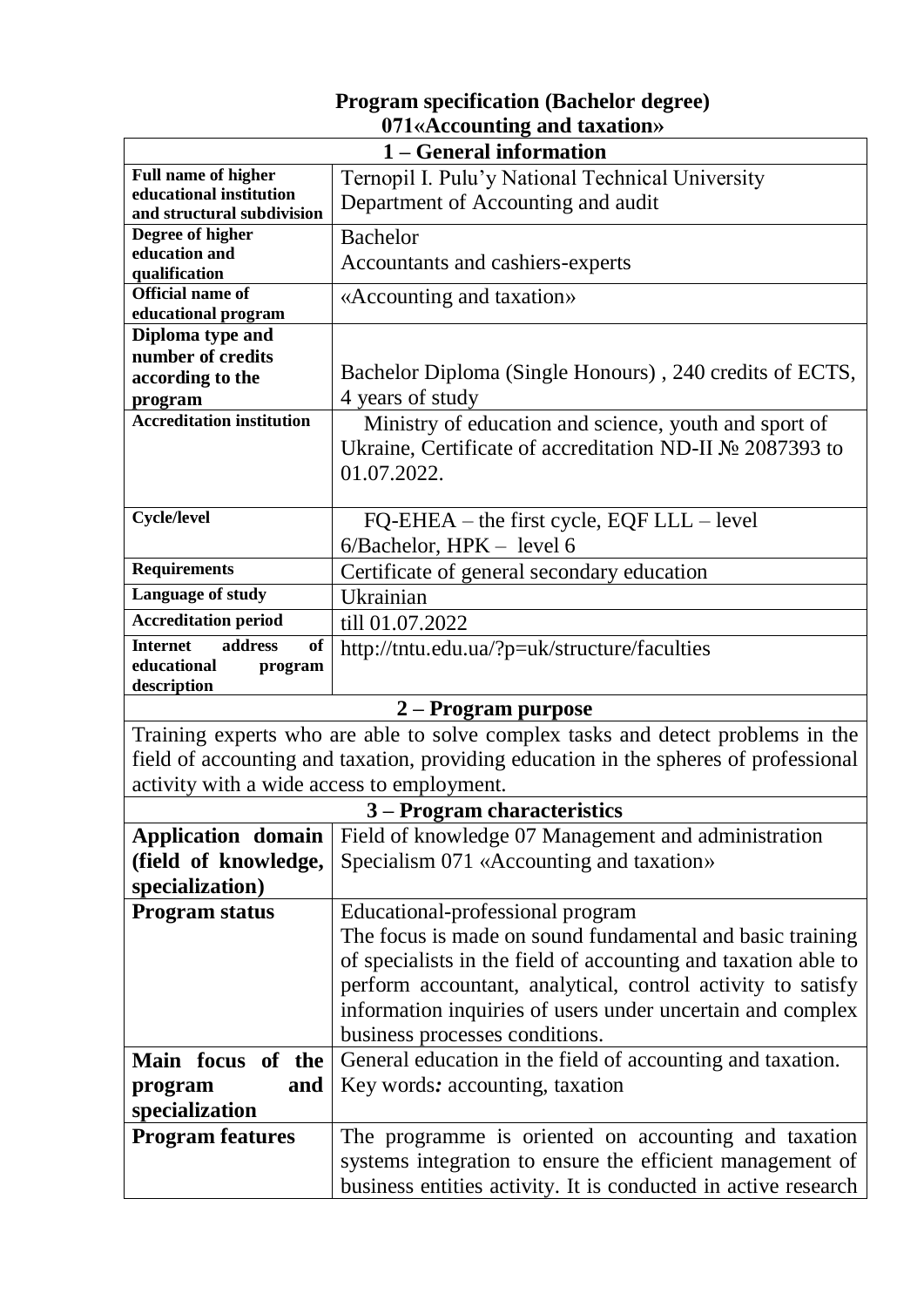# Program specification (Bachelor degree)
## 071«Accounting and taxation»

| 1 – General information | |
|---|---|
| **Full name of higher educational institution and structural subdivision** | Ternopil I. Pulu'y National Technical University<br>Department of Accounting and audit |
| **Degree of higher education and qualification** | Bachelor<br>Accountants and cashiers-experts |
| **Official name of educational program** | «Accounting and taxation» |
| **Diploma type and number of credits according to the program** | Bachelor Diploma (Single Honours) , 240 credits of ECTS, 4 years of study |
| **Accreditation institution** | Ministry of education and science, youth and sport of Ukraine, Certificate of accreditation ND-II № 2087393 to 01.07.2022. |
| **Cycle/level** | FQ-EHEA – the first cycle, EQF LLL – level 6/Bachelor, НРК – level 6 |
| **Requirements** | Certificate of general secondary education |
| **Language of study** | Ukrainian |
| **Accreditation period** | till 01.07.2022 |
| **Internet address of educational program description** | http://tntu.edu.ua/?p=uk/structure/faculties |
| **2 – Program purpose** | |
| Training experts who are able to solve complex tasks and detect problems in the field of accounting and taxation, providing education in the spheres of professional activity with a wide access to employment. | |
| **3 – Program characteristics** | |
| **Application domain (field of knowledge, specialization)** | Field of knowledge 07 Management and administration<br>Specialism 071 «Accounting and taxation» |
| **Program status** | Educational-professional program<br>The focus is made on sound fundamental and basic training of specialists in the field of accounting and taxation able to perform accountant, analytical, control activity to satisfy information inquiries of users under uncertain and complex business processes conditions. |
| **Main focus of the program and specialization** | General education in the field of accounting and taxation.<br>Key words: accounting, taxation |
| **Program features** | The programme is oriented on accounting and taxation systems integration to ensure the efficient management of business entities activity. It is conducted in active research |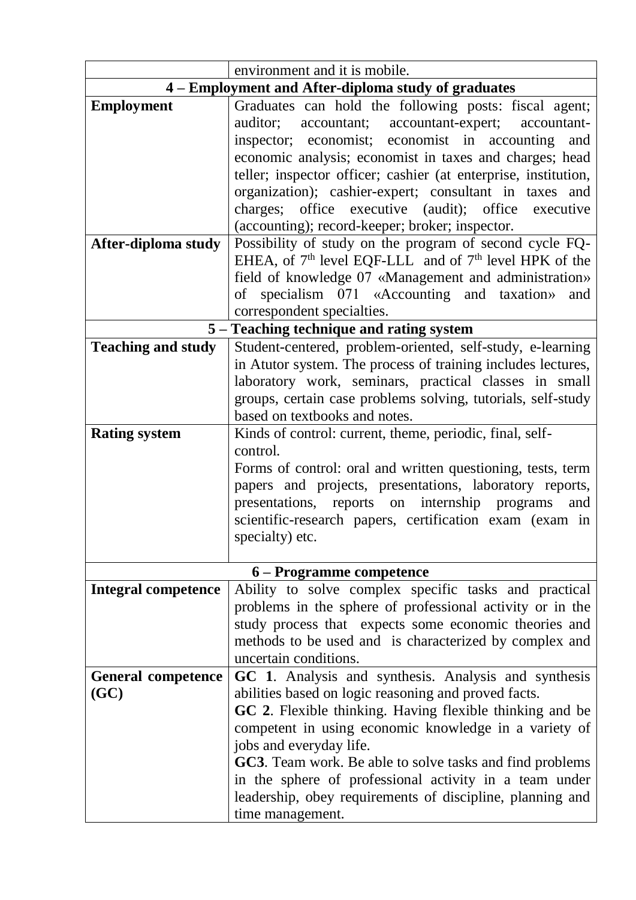| | |
|---|---|
| | environment and it is mobile. |
| **4 – Employment and After-diploma study of graduates** | |
| **Employment** | Graduates can hold the following posts: fiscal agent; auditor; accountant; accountant-expert; accountant-inspector; economist; economist in accounting and economic analysis; economist in taxes and charges; head teller; inspector officer; cashier (at enterprise, institution, organization); cashier-expert; consultant in taxes and charges; office executive (audit); office executive (accounting); record-keeper; broker; inspector. |
| **After-diploma study** | Possibility of study on the program of second cycle FQ-EHEA, of 7th level EQF-LLL and of 7th level HPK of the field of knowledge 07 «Management and administration» of specialism 071 «Accounting and taxation» and correspondent specialties. |
| **5 – Teaching technique and rating system** | |
| **Teaching and study** | Student-centered, problem-oriented, self-study, e-learning in Atutor system. The process of training includes lectures, laboratory work, seminars, practical classes in small groups, certain case problems solving, tutorials, self-study based on textbooks and notes. |
| **Rating system** | Kinds of control: current, theme, periodic, final, self-control.<br>Forms of control: oral and written questioning, tests, term papers and projects, presentations, laboratory reports, presentations, reports on internship programs and scientific-research papers, certification exam (exam in specialty) etc. |
| **6 – Programme competence** | |
| **Integral competence** | Ability to solve complex specific tasks and practical problems in the sphere of professional activity or in the study process that expects some economic theories and methods to be used and is characterized by complex and uncertain conditions. |
| **General competence (GC)** | **GC 1**. Analysis and synthesis. Analysis and synthesis abilities based on logic reasoning and proved facts.<br>**GC 2**. Flexible thinking. Having flexible thinking and be competent in using economic knowledge in a variety of jobs and everyday life.<br>**GC3**. Team work. Be able to solve tasks and find problems in the sphere of professional activity in a team under leadership, obey requirements of discipline, planning and time management. |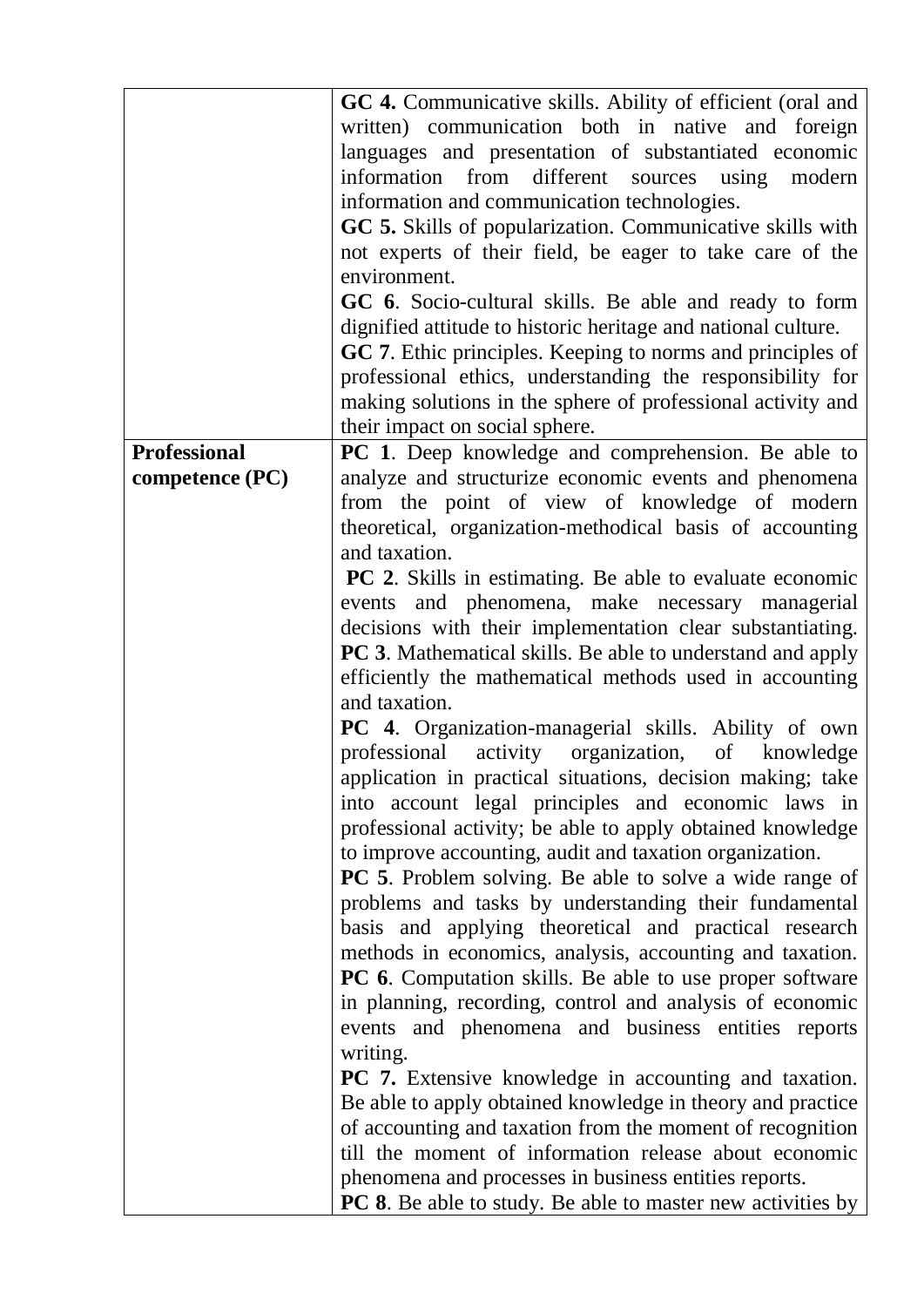| | |
|---|---|
| | **GC 4.** Communicative skills. Ability of efficient (oral and written) communication both in native and foreign languages and presentation of substantiated economic information from different sources using modern information and communication technologies.<br>**GC 5.** Skills of popularization. Communicative skills with not experts of their field, be eager to take care of the environment.<br>**GC 6**. Socio-cultural skills. Be able and ready to form dignified attitude to historic heritage and national culture.<br>**GC 7**. Ethic principles. Keeping to norms and principles of professional ethics, understanding the responsibility for making solutions in the sphere of professional activity and their impact on social sphere. |
| **Professional competence (PC)** | **PC 1**. Deep knowledge and comprehension. Be able to analyze and structurize economic events and phenomena from the point of view of knowledge of modern theoretical, organization-methodical basis of accounting and taxation.<br>**PC 2**. Skills in estimating. Be able to evaluate economic events and phenomena, make necessary managerial decisions with their implementation clear substantiating.<br>**PC 3**. Mathematical skills. Be able to understand and apply efficiently the mathematical methods used in accounting and taxation.<br>**PC 4**. Organization-managerial skills. Ability of own professional activity organization, of knowledge application in practical situations, decision making; take into account legal principles and economic laws in professional activity; be able to apply obtained knowledge to improve accounting, audit and taxation organization.<br>**PC 5**. Problem solving. Be able to solve a wide range of problems and tasks by understanding their fundamental basis and applying theoretical and practical research methods in economics, analysis, accounting and taxation.<br>**PC 6**. Computation skills. Be able to use proper software in planning, recording, control and analysis of economic events and phenomena and business entities reports writing.<br>**PC 7.** Extensive knowledge in accounting and taxation. Be able to apply obtained knowledge in theory and practice of accounting and taxation from the moment of recognition till the moment of information release about economic phenomena and processes in business entities reports.<br>**PC 8**. Be able to study. Be able to master new activities by |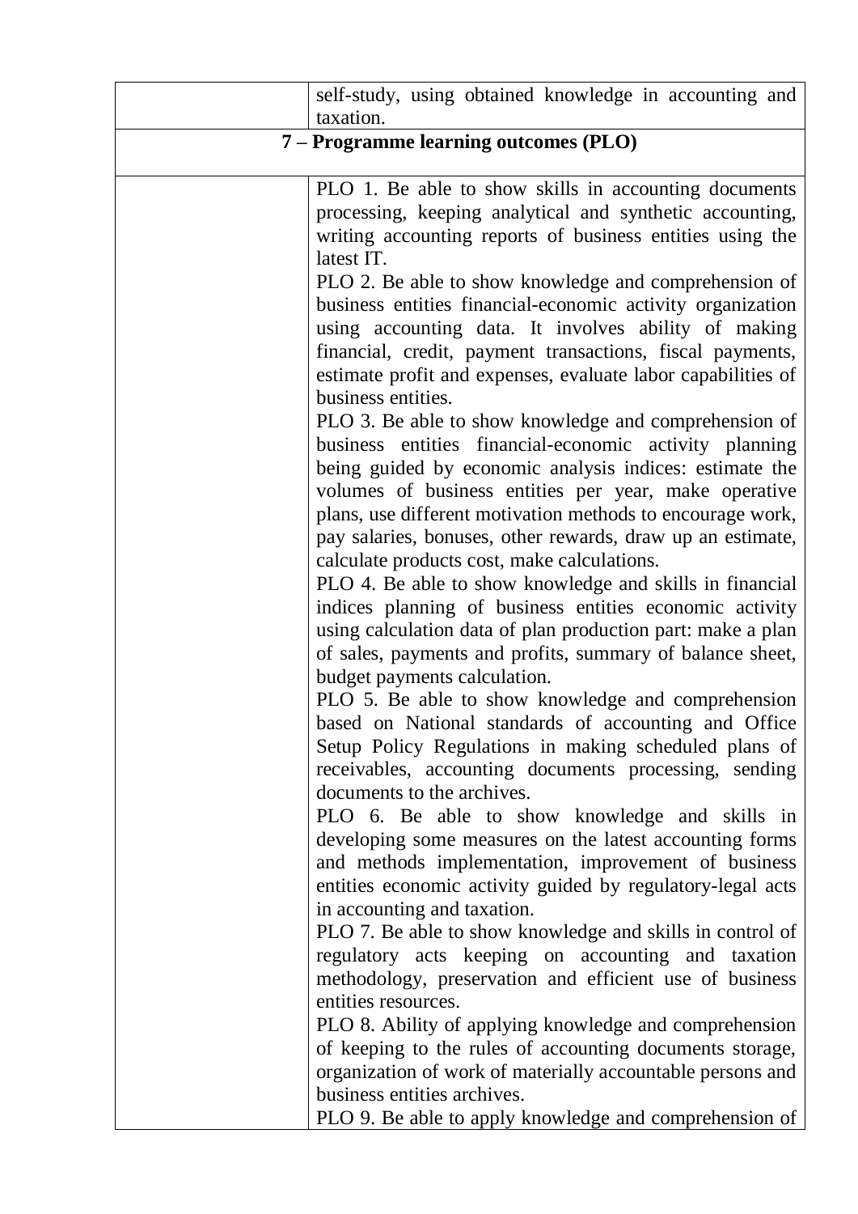| | |
|---|---|
| | self-study, using obtained knowledge in accounting and taxation. |
| **7 – Programme learning outcomes (PLO)** | |
| | PLO 1. Be able to show skills in accounting documents processing, keeping analytical and synthetic accounting, writing accounting reports of business entities using the latest IT.<br>PLO 2. Be able to show knowledge and comprehension of business entities financial-economic activity organization using accounting data. It involves ability of making financial, credit, payment transactions, fiscal payments, estimate profit and expenses, evaluate labor capabilities of business entities.<br>PLO 3. Be able to show knowledge and comprehension of business entities financial-economic activity planning being guided by economic analysis indices: estimate the volumes of business entities per year, make operative plans, use different motivation methods to encourage work, pay salaries, bonuses, other rewards, draw up an estimate, calculate products cost, make calculations.<br>PLO 4. Be able to show knowledge and skills in financial indices planning of business entities economic activity using calculation data of plan production part: make a plan of sales, payments and profits, summary of balance sheet, budget payments calculation.<br>PLO 5. Be able to show knowledge and comprehension based on National standards of accounting and Office Setup Policy Regulations in making scheduled plans of receivables, accounting documents processing, sending documents to the archives.<br>PLO 6. Be able to show knowledge and skills in developing some measures on the latest accounting forms and methods implementation, improvement of business entities economic activity guided by regulatory-legal acts in accounting and taxation.<br>PLO 7. Be able to show knowledge and skills in control of regulatory acts keeping on accounting and taxation methodology, preservation and efficient use of business entities resources.<br>PLO 8. Ability of applying knowledge and comprehension of keeping to the rules of accounting documents storage, organization of work of materially accountable persons and business entities archives.<br>PLO 9. Be able to apply knowledge and comprehension of |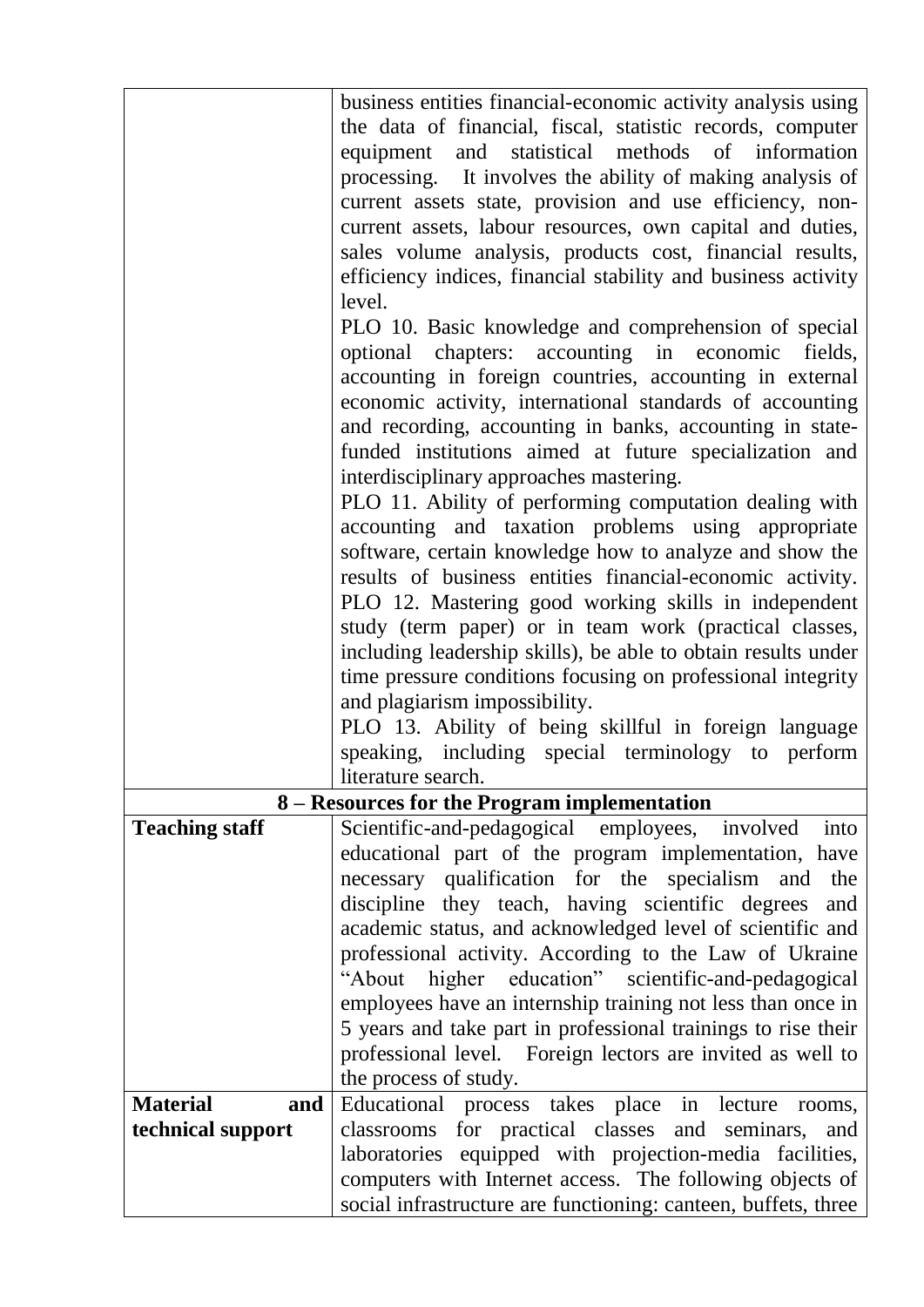| | |
|---|---|
| | business entities financial-economic activity analysis using the data of financial, fiscal, statistic records, computer equipment and statistical methods of information processing. It involves the ability of making analysis of current assets state, provision and use efficiency, non-current assets, labour resources, own capital and duties, sales volume analysis, products cost, financial results, efficiency indices, financial stability and business activity level.<br>PLO 10. Basic knowledge and comprehension of special optional chapters: accounting in economic fields, accounting in foreign countries, accounting in external economic activity, international standards of accounting and recording, accounting in banks, accounting in state-funded institutions aimed at future specialization and interdisciplinary approaches mastering.<br>PLO 11. Ability of performing computation dealing with accounting and taxation problems using appropriate software, certain knowledge how to analyze and show the results of business entities financial-economic activity.<br>PLO 12. Mastering good working skills in independent study (term paper) or in team work (practical classes, including leadership skills), be able to obtain results under time pressure conditions focusing on professional integrity and plagiarism impossibility.<br>PLO 13. Ability of being skillful in foreign language speaking, including special terminology to perform literature search. |
| **8 – Resources for the Program implementation** | |
| **Teaching staff** | Scientific-and-pedagogical employees, involved into educational part of the program implementation, have necessary qualification for the specialism and the discipline they teach, having scientific degrees and academic status, and acknowledged level of scientific and professional activity. According to the Law of Ukraine "About higher education" scientific-and-pedagogical employees have an internship training not less than once in 5 years and take part in professional trainings to rise their professional level. Foreign lectors are invited as well to the process of study. |
| **Material and technical support** | Educational process takes place in lecture rooms, classrooms for practical classes and seminars, and laboratories equipped with projection-media facilities, computers with Internet access. The following objects of social infrastructure are functioning: canteen, buffets, three |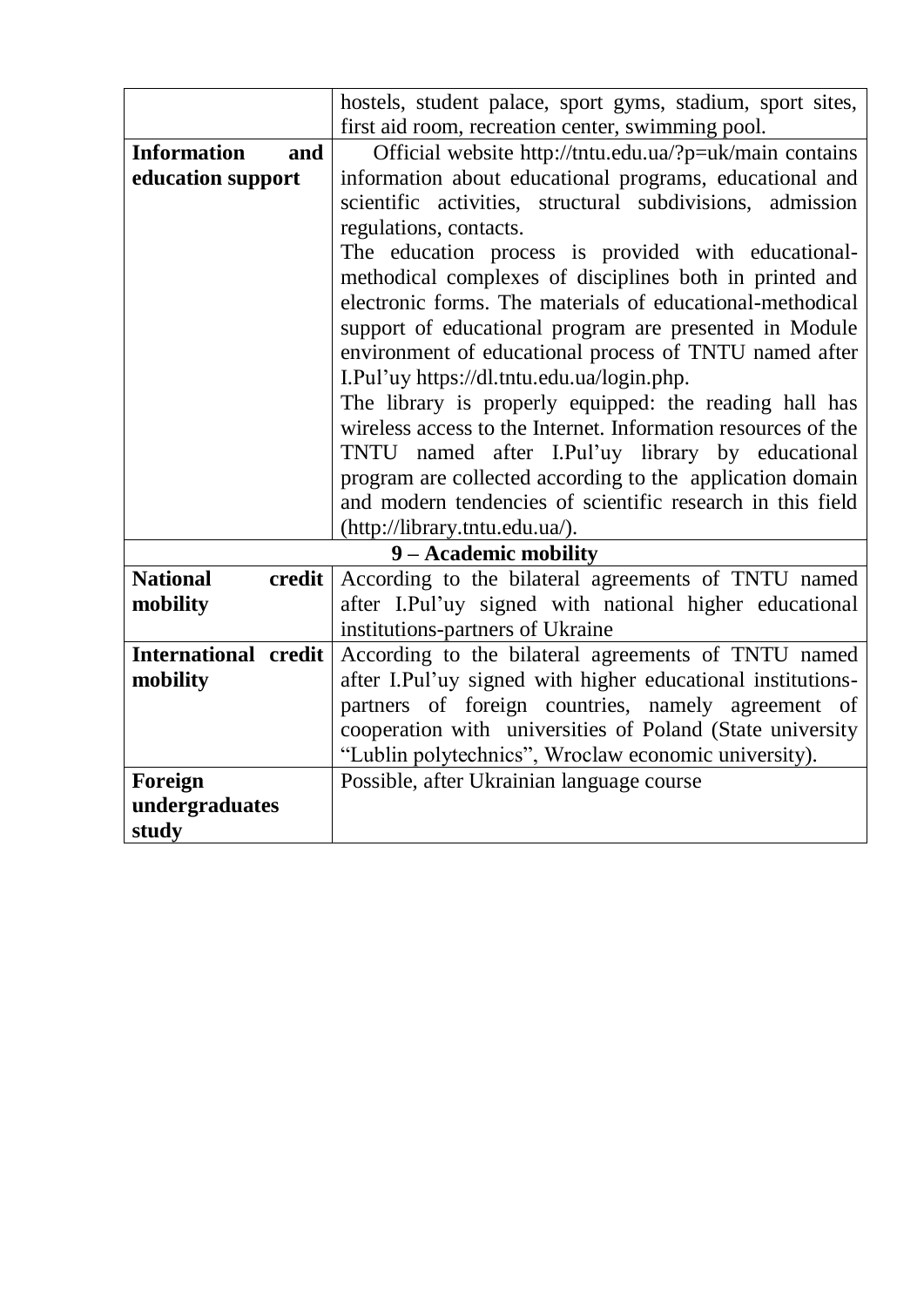| | |
|---|---|
| | hostels, student palace, sport gyms, stadium, sport sites, first aid room, recreation center, swimming pool. |
| **Information and education support** | Official website http://tntu.edu.ua/?p=uk/main contains information about educational programs, educational and scientific activities, structural subdivisions, admission regulations, contacts.<br>The education process is provided with educational-methodical complexes of disciplines both in printed and electronic forms. The materials of educational-methodical support of educational program are presented in Module environment of educational process of TNTU named after I.Pul'uy https://dl.tntu.edu.ua/login.php.<br>The library is properly equipped: the reading hall has wireless access to the Internet. Information resources of the TNTU named after I.Pul'uy library by educational program are collected according to the application domain and modern tendencies of scientific research in this field (http://library.tntu.edu.ua/). |
| **9 – Academic mobility** | |
| **National credit mobility** | According to the bilateral agreements of TNTU named after I.Pul'uy signed with national higher educational institutions-partners of Ukraine |
| **International credit mobility** | According to the bilateral agreements of TNTU named after I.Pul'uy signed with higher educational institutions-partners of foreign countries, namely agreement of cooperation with universities of Poland (State university "Lublin polytechnics", Wroclaw economic university). |
| **Foreign undergraduates study** | Possible, after Ukrainian language course |